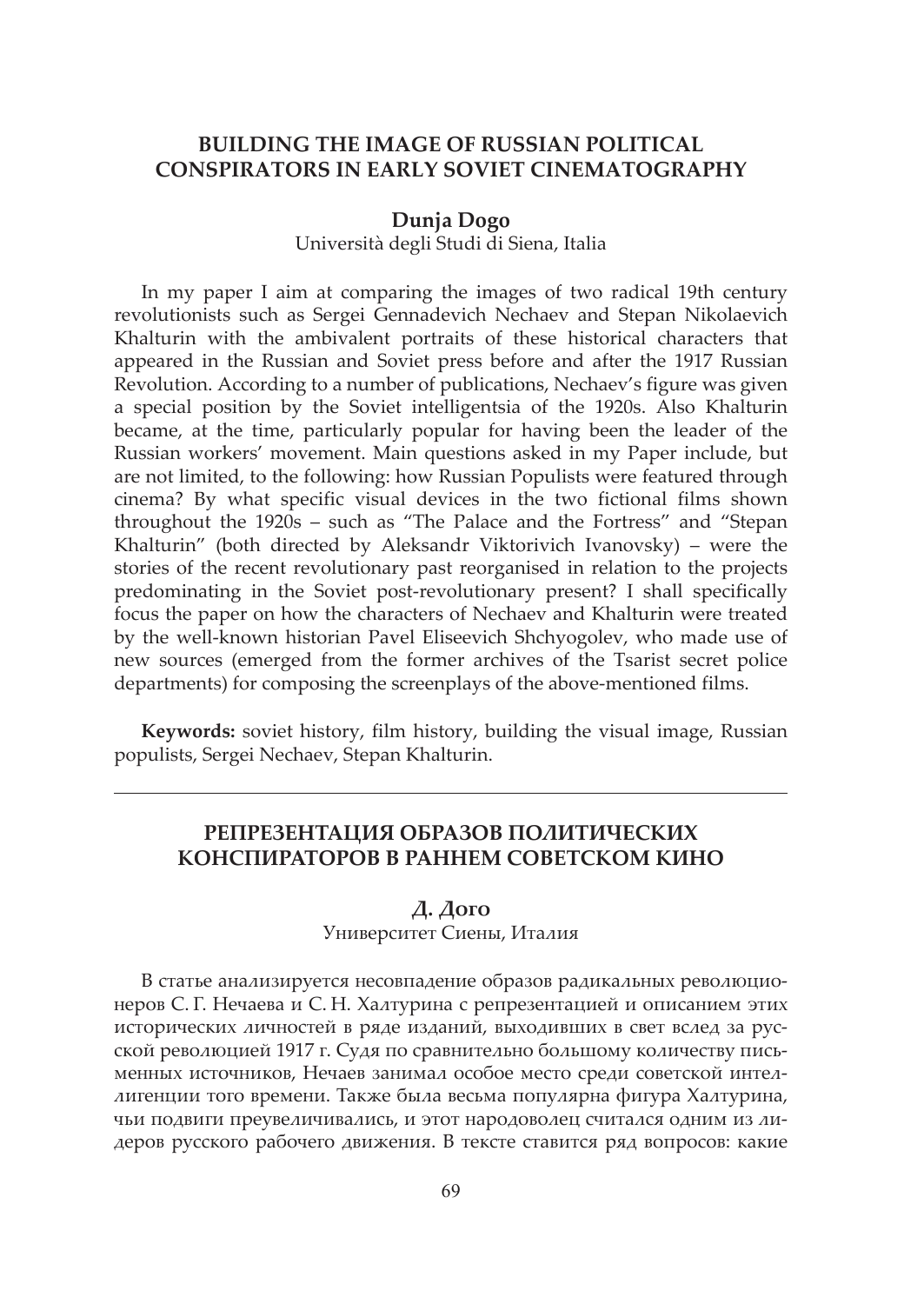# BUILDING THE IMAGE OF RUSSIAN POLITICAL CONSPIRATORS IN EARLY SOVIET CINEMATOGRAPHY

**Dunja Dogo**

Università degli Studi di Siena, Italia

In my paper I aim at comparing the images of two radical 19th century revolutionists such as Sergei Gennadevich Nechaev and Stepan Nikolaevich Khalturin with the ambivalent portraits of these historical characters that appeared in the Russian and Soviet press before and after the 1917 Russian Revolution. According to a number of publications, Nechaev's figure was given a special position by the Soviet intelligentsia of the 1920s. Also Khalturin became, at the time, particularly popular for having been the leader of the Russian workers' movement. Main questions asked in my Paper include, but are not limited, to the following: how Russian Populists were featured through cinema? By what specific visual devices in the two fictional films shown throughout the 1920s – such as "The Palace and the Fortress" and "Stepan Khalturin" (both directed by Aleksandr Viktorivich Ivanovsky) – were the stories of the recent revolutionary past reorganised in relation to the projects predominating in the Soviet post-revolutionary present? I shall specifically focus the paper on how the characters of Nechaev and Khalturin were treated by the well-known historian Pavel Eliseevich Shchyogolev, who made use of new sources (emerged from the former archives of the Tsarist secret police departments) for composing the screenplays of the above-mentioned films.

**Keywords:** soviet history, film history, building the visual image, Russian populists, Sergei Nechaev, Stepan Khalturin.

---

# РЕПРЕЗЕНТАЦИЯ ОБРАЗОВ ПОЛИТИЧЕСКИХ КОНСПИРАТОРОВ В РАННЕМ СОВЕТСКОМ КИНО

**Д. Дого**

Университет Сиены, Италия

В статье анализируется несовпадение образов радикальных революционеров С. Г. Нечаева и С. Н. Халтурина с репрезентацией и описанием этих исторических личностей в ряде изданий, выходивших в свет вслед за русской революцией 1917 г. Судя по сравнительно большому количеству письменных источников, Нечаев занимал особое место среди советской интеллигенции того времени. Также была весьма популярна фигура Халтурина, чьи подвиги преувеличивались, и этот народоволец считался одним из лидеров русского рабочего движения. В тексте ставится ряд вопросов: какие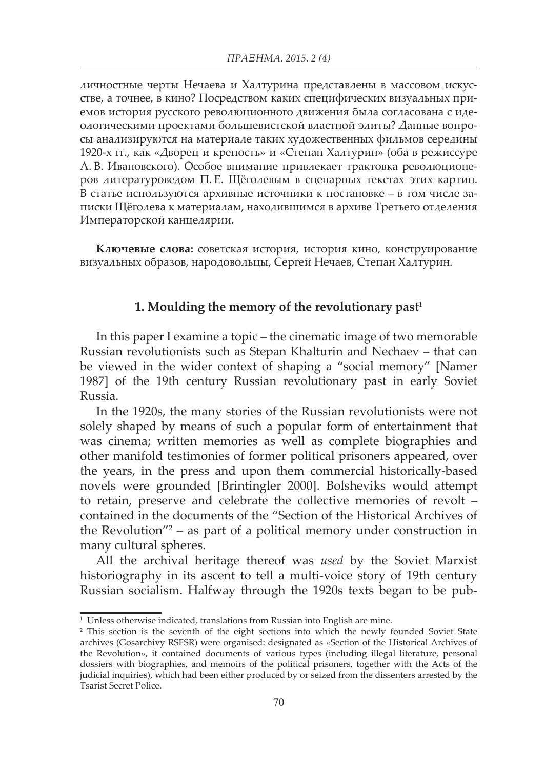личностные черты Нечаева и Халтурина представлены в массовом искусстве, а точнее, в кино? Посредством каких специфических визуальных приемов история русского революционного движения была согласована с идеологическими проектами большевистской властной элиты? Данные вопросы анализируются на материале таких художественных фильмов середины 1920-х гг., как «Дворец и крепость» и «Степан Халтурин» (оба в режиссуре А. В. Ивановского). Особое внимание привлекает трактовка революционеров литературоведом П. Е. Щёголевым в сценарных текстах этих картин. В статье используются архивные источники к постановке – в том числе записки Щёголева к материалам, находившимся в архиве Третьего отделения Императорской канцелярии.

**Ключевые слова:** советская история, история кино, конструирование визуальных образов, народовольцы, Сергей Нечаев, Степан Халтурин.

## 1. Moulding the memory of the revolutionary past[1]

In this paper I examine a topic – the cinematic image of two memorable Russian revolutionists such as Stepan Khalturin and Nechaev – that can be viewed in the wider context of shaping a "social memory" [Namer 1987] of the 19th century Russian revolutionary past in early Soviet Russia.

In the 1920s, the many stories of the Russian revolutionists were not solely shaped by means of such a popular form of entertainment that was cinema; written memories as well as complete biographies and other manifold testimonies of former political prisoners appeared, over the years, in the press and upon them commercial historically-based novels were grounded [Brintingler 2000]. Bolsheviks would attempt to retain, preserve and celebrate the collective memories of revolt – contained in the documents of the "Section of the Historical Archives of the Revolution"[2] – as part of a political memory under construction in many cultural spheres.

All the archival heritage thereof was *used* by the Soviet Marxist historiography in its ascent to tell a multi-voice story of 19th century Russian socialism. Halfway through the 1920s texts began to be pub-

[1] Unless otherwise indicated, translations from Russian into English are mine.

[2] This section is the seventh of the eight sections into which the newly founded Soviet State archives (Gosarchivy RSFSR) were organised: designated as «Section of the Historical Archives of the Revolution», it contained documents of various types (including illegal literature, personal dossiers with biographies, and memoirs of the political prisoners, together with the Acts of the judicial inquiries), which had been either produced by or seized from the dissenters arrested by the Tsarist Secret Police.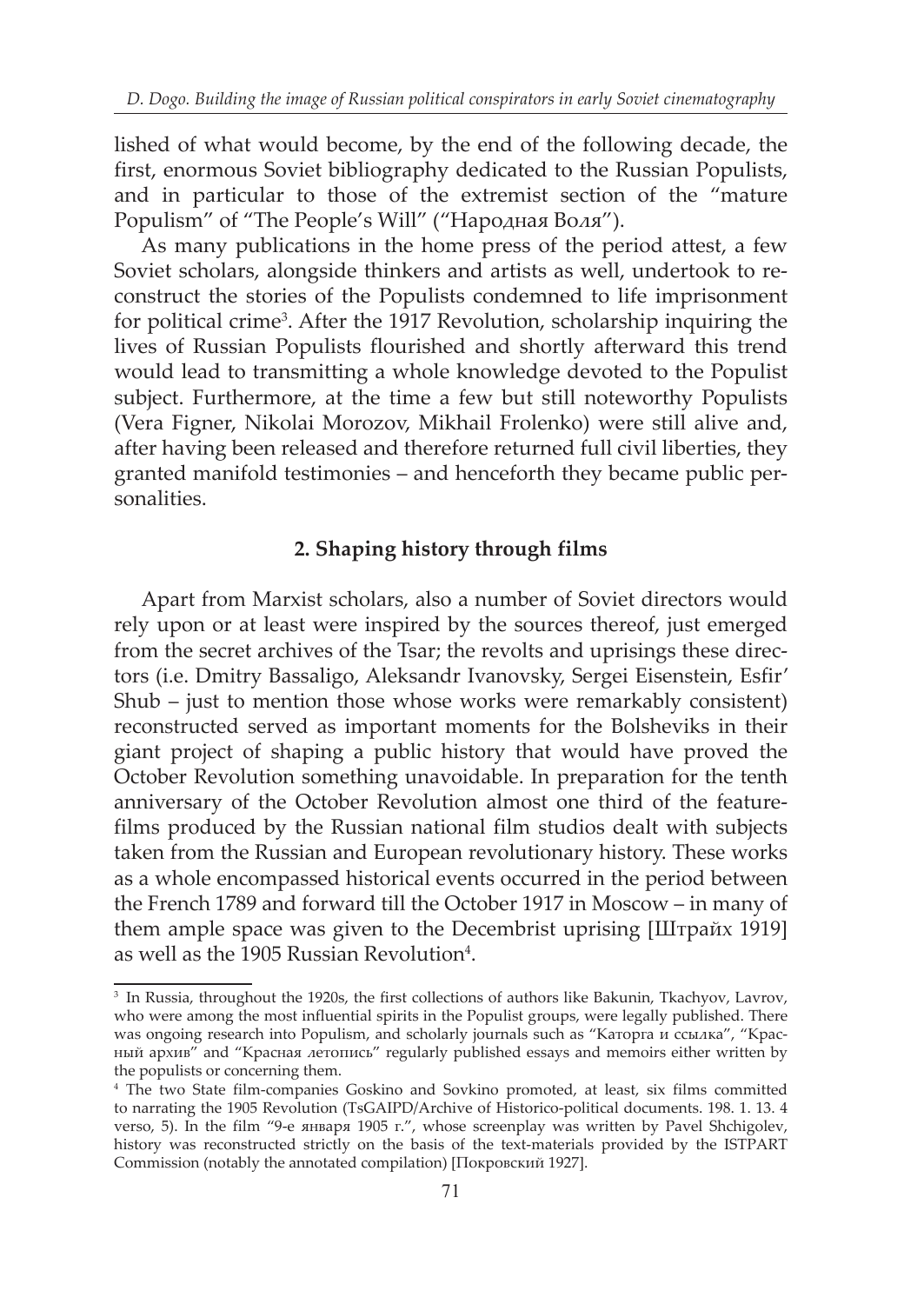lished of what would become, by the end of the following decade, the first, enormous Soviet bibliography dedicated to the Russian Populists, and in particular to those of the extremist section of the "mature Populism" of "The People's Will" ("Народная Воля").

As many publications in the home press of the period attest, a few Soviet scholars, alongside thinkers and artists as well, undertook to reconstruct the stories of the Populists condemned to life imprisonment for political crime[3]. After the 1917 Revolution, scholarship inquiring the lives of Russian Populists flourished and shortly afterward this trend would lead to transmitting a whole knowledge devoted to the Populist subject. Furthermore, at the time a few but still noteworthy Populists (Vera Figner, Nikolai Morozov, Mikhail Frolenko) were still alive and, after having been released and therefore returned full civil liberties, they granted manifold testimonies – and henceforth they became public personalities.

## 2. Shaping history through films

Apart from Marxist scholars, also a number of Soviet directors would rely upon or at least were inspired by the sources thereof, just emerged from the secret archives of the Tsar; the revolts and uprisings these directors (i.e. Dmitry Bassaligo, Aleksandr Ivanovsky, Sergei Eisenstein, Esfir' Shub – just to mention those whose works were remarkably consistent) reconstructed served as important moments for the Bolsheviks in their giant project of shaping a public history that would have proved the October Revolution something unavoidable. In preparation for the tenth anniversary of the October Revolution almost one third of the feature-films produced by the Russian national film studios dealt with subjects taken from the Russian and European revolutionary history. These works as a whole encompassed historical events occurred in the period between the French 1789 and forward till the October 1917 in Moscow – in many of them ample space was given to the Decembrist uprising [Штрайх 1919] as well as the 1905 Russian Revolution[4].

---

[3] In Russia, throughout the 1920s, the first collections of authors like Bakunin, Tkachyov, Lavrov, who were among the most influential spirits in the Populist groups, were legally published. There was ongoing research into Populism, and scholarly journals such as "Каторга и ссылка", "Красный архив" and "Красная летопись" regularly published essays and memoirs either written by the populists or concerning them.

[4] The two State film-companies Goskino and Sovkino promoted, at least, six films committed to narrating the 1905 Revolution (TsGAIPD/Archive of Historico-political documents. 198. 1. 13. 4 verso, 5). In the film "9-е января 1905 г.", whose screenplay was written by Pavel Shchigolev, history was reconstructed strictly on the basis of the text-materials provided by the ISTPART Commission (notably the annotated compilation) [Покровский 1927].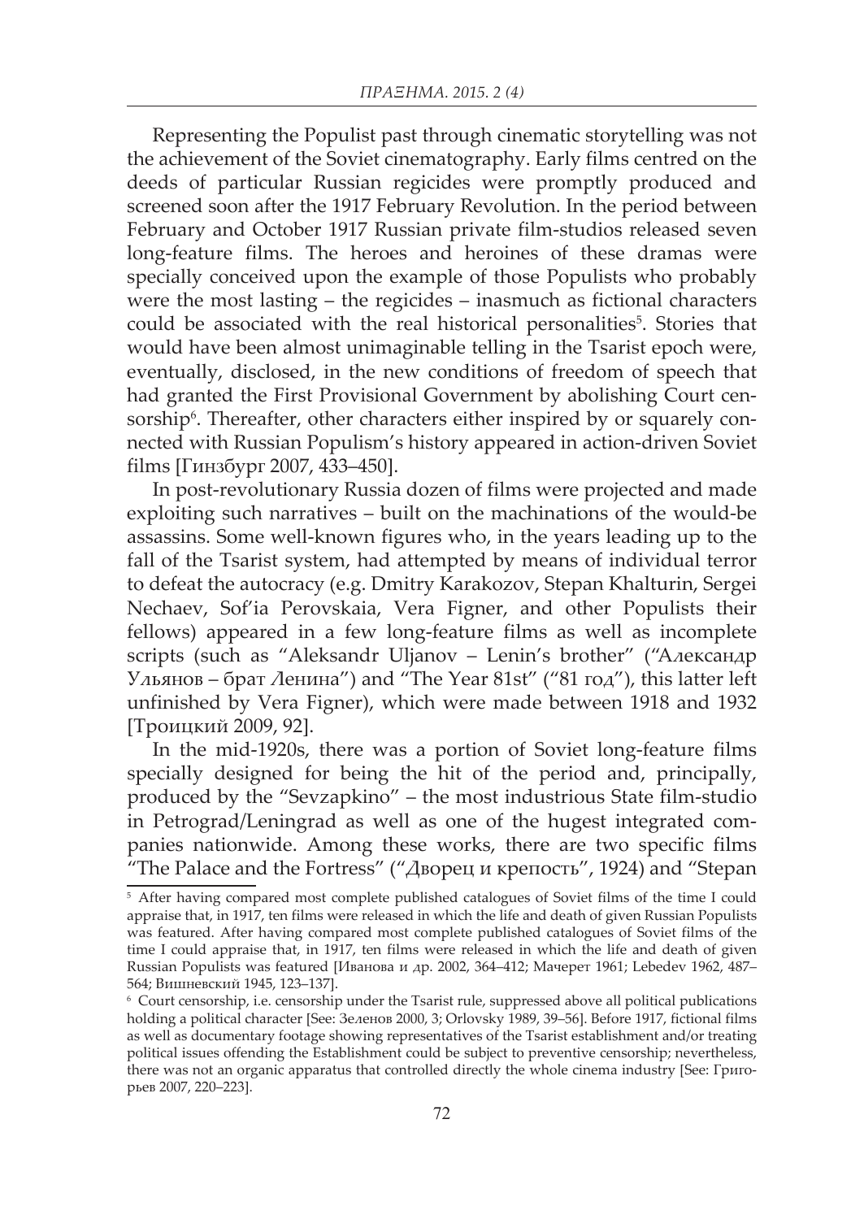Representing the Populist past through cinematic storytelling was not the achievement of the Soviet cinematography. Early films centred on the deeds of particular Russian regicides were promptly produced and screened soon after the 1917 February Revolution. In the period between February and October 1917 Russian private film-studios released seven long-feature films. The heroes and heroines of these dramas were specially conceived upon the example of those Populists who probably were the most lasting – the regicides – inasmuch as fictional characters could be associated with the real historical personalities[5]. Stories that would have been almost unimaginable telling in the Tsarist epoch were, eventually, disclosed, in the new conditions of freedom of speech that had granted the First Provisional Government by abolishing Court censorship[6]. Thereafter, other characters either inspired by or squarely connected with Russian Populism's history appeared in action-driven Soviet films [Гинзбург 2007, 433–450].

In post-revolutionary Russia dozen of films were projected and made exploiting such narratives – built on the machinations of the would-be assassins. Some well-known figures who, in the years leading up to the fall of the Tsarist system, had attempted by means of individual terror to defeat the autocracy (e.g. Dmitry Karakozov, Stepan Khalturin, Sergei Nechaev, Sof'ia Perovskaia, Vera Figner, and other Populists their fellows) appeared in a few long-feature films as well as incomplete scripts (such as "Aleksandr Uljanov – Lenin's brother" ("Александр Ульянов – брат Ленина") and "The Year 81st" ("81 год"), this latter left unfinished by Vera Figner), which were made between 1918 and 1932 [Троицкий 2009, 92].

In the mid-1920s, there was a portion of Soviet long-feature films specially designed for being the hit of the period and, principally, produced by the "Sevzapkino" – the most industrious State film-studio in Petrograd/Leningrad as well as one of the hugest integrated companies nationwide. Among these works, there are two specific films "The Palace and the Fortress" ("Дворец и крепость", 1924) and "Stepan

---

[5] After having compared most complete published catalogues of Soviet films of the time I could appraise that, in 1917, ten films were released in which the life and death of given Russian Populists was featured. After having compared most complete published catalogues of Soviet films of the time I could appraise that, in 1917, ten films were released in which the life and death of given Russian Populists was featured [Иванова и др. 2002, 364–412; Мачерет 1961; Lebedev 1962, 487–564; Вишневский 1945, 123–137].

[6] Court censorship, i.e. censorship under the Tsarist rule, suppressed above all political publications holding a political character [See: Зеленов 2000, 3; Orlovsky 1989, 39–56]. Before 1917, fictional films as well as documentary footage showing representatives of the Tsarist establishment and/or treating political issues offending the Establishment could be subject to preventive censorship; nevertheless, there was not an organic apparatus that controlled directly the whole cinema industry [See: Григорьев 2007, 220–223].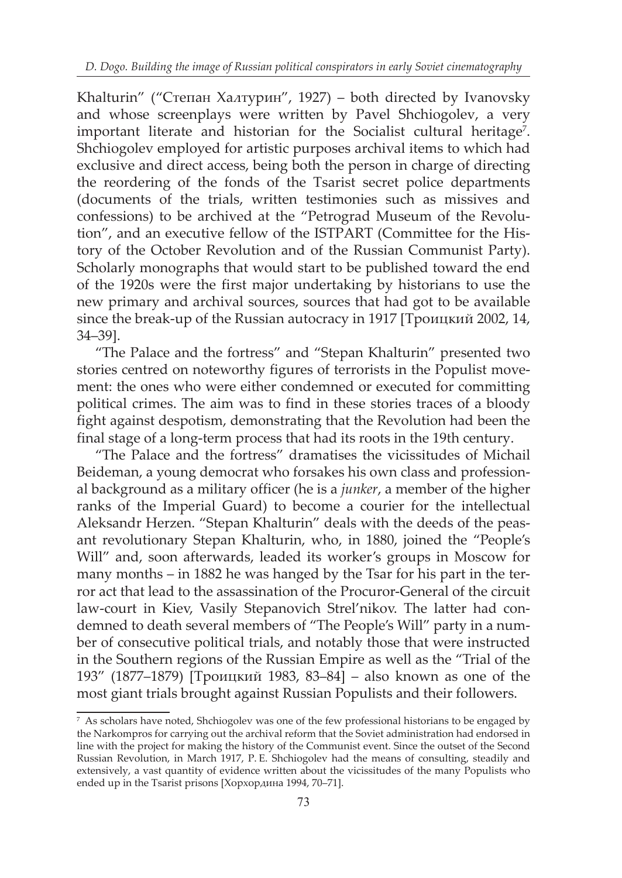Khalturin" ("Степан Халтурин", 1927) – both directed by Ivanovsky and whose screenplays were written by Pavel Shchiogolev, a very important literate and historian for the Socialist cultural heritage[7]. Shchiogolev employed for artistic purposes archival items to which had exclusive and direct access, being both the person in charge of directing the reordering of the fonds of the Tsarist secret police departments (documents of the trials, written testimonies such as missives and confessions) to be archived at the "Petrograd Museum of the Revolution", and an executive fellow of the ISTPART (Committee for the History of the October Revolution and of the Russian Communist Party). Scholarly monographs that would start to be published toward the end of the 1920s were the first major undertaking by historians to use the new primary and archival sources, sources that had got to be available since the break-up of the Russian autocracy in 1917 [Троицкий 2002, 14, 34–39].

"The Palace and the fortress" and "Stepan Khalturin" presented two stories centred on noteworthy figures of terrorists in the Populist movement: the ones who were either condemned or executed for committing political crimes. The aim was to find in these stories traces of a bloody fight against despotism, demonstrating that the Revolution had been the final stage of a long-term process that had its roots in the 19th century.

"The Palace and the fortress" dramatises the vicissitudes of Michail Beideman, a young democrat who forsakes his own class and professional background as a military officer (he is a *junker*, a member of the higher ranks of the Imperial Guard) to become a courier for the intellectual Aleksandr Herzen. "Stepan Khalturin" deals with the deeds of the peasant revolutionary Stepan Khalturin, who, in 1880, joined the "People's Will" and, soon afterwards, leaded its worker's groups in Moscow for many months – in 1882 he was hanged by the Tsar for his part in the terror act that lead to the assassination of the Procuror-General of the circuit law-court in Kiev, Vasily Stepanovich Strel'nikov. The latter had condemned to death several members of "The People's Will" party in a number of consecutive political trials, and notably those that were instructed in the Southern regions of the Russian Empire as well as the "Trial of the 193" (1877–1879) [Троицкий 1983, 83–84] – also known as one of the most giant trials brought against Russian Populists and their followers.

---

[7] As scholars have noted, Shchiogolev was one of the few professional historians to be engaged by the Narkompros for carrying out the archival reform that the Soviet administration had endorsed in line with the project for making the history of the Communist event. Since the outset of the Second Russian Revolution, in March 1917, P. E. Shchiogolev had the means of consulting, steadily and extensively, a vast quantity of evidence written about the vicissitudes of the many Populists who ended up in the Tsarist prisons [Хорходина 1994, 70–71].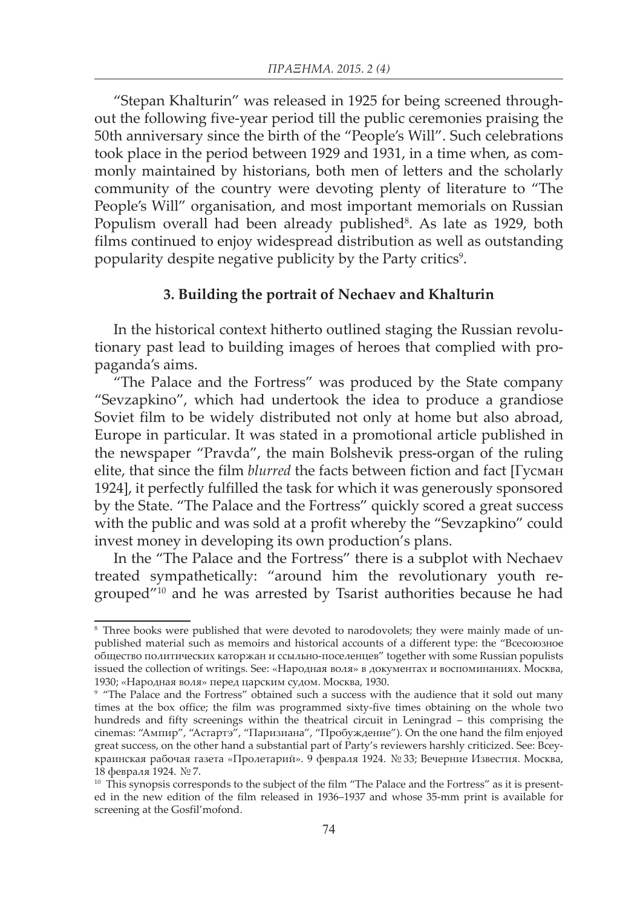"Stepan Khalturin" was released in 1925 for being screened throughout the following five-year period till the public ceremonies praising the 50th anniversary since the birth of the "People's Will". Such celebrations took place in the period between 1929 and 1931, in a time when, as commonly maintained by historians, both men of letters and the scholarly community of the country were devoting plenty of literature to "The People's Will" organisation, and most important memorials on Russian Populism overall had been already published[8]. As late as 1929, both films continued to enjoy widespread distribution as well as outstanding popularity despite negative publicity by the Party critics[9].

### 3. Building the portrait of Nechaev and Khalturin

In the historical context hitherto outlined staging the Russian revolutionary past lead to building images of heroes that complied with propaganda's aims.

"The Palace and the Fortress" was produced by the State company "Sevzapkino", which had undertook the idea to produce a grandiose Soviet film to be widely distributed not only at home but also abroad, Europe in particular. It was stated in a promotional article published in the newspaper "Pravda", the main Bolshevik press-organ of the ruling elite, that since the film *blurred* the facts between fiction and fact [Гусман 1924], it perfectly fulfilled the task for which it was generously sponsored by the State. "The Palace and the Fortress" quickly scored a great success with the public and was sold at a profit whereby the "Sevzapkino" could invest money in developing its own production's plans.

In the "The Palace and the Fortress" there is a subplot with Nechaev treated sympathetically: "around him the revolutionary youth regrouped"[10] and he was arrested by Tsarist authorities because he had

---

[8] Three books were published that were devoted to narodovolets; they were mainly made of unpublished material such as memoirs and historical accounts of a different type: the "Всесоюзное общество политических каторжан и ссыльно-поселенцев" together with some Russian populists issued the collection of writings. See: «Народная воля» в документах и воспоминаниях. Москва, 1930; «Народная воля» перед царским судом. Москва, 1930.

[9] "The Palace and the Fortress" obtained such a success with the audience that it sold out many times at the box office; the film was programmed sixty-five times obtaining on the whole two hundreds and fifty screenings within the theatrical circuit in Leningrad – this comprising the cinemas: "Ампир", "Астартэ", "Паризиана", "Пробуждение"). On the one hand the film enjoyed great success, on the other hand a substantial part of Party's reviewers harshly criticized. See: Всеукраинская рабочая газета «Пролетарий». 9 февраля 1924. № 33; Вечерние Известия. Москва, 18 февраля 1924. № 7.

[10] This synopsis corresponds to the subject of the film "The Palace and the Fortress" as it is presented in the new edition of the film released in 1936–1937 and whose 35-mm print is available for screening at the Gosfil'mofond.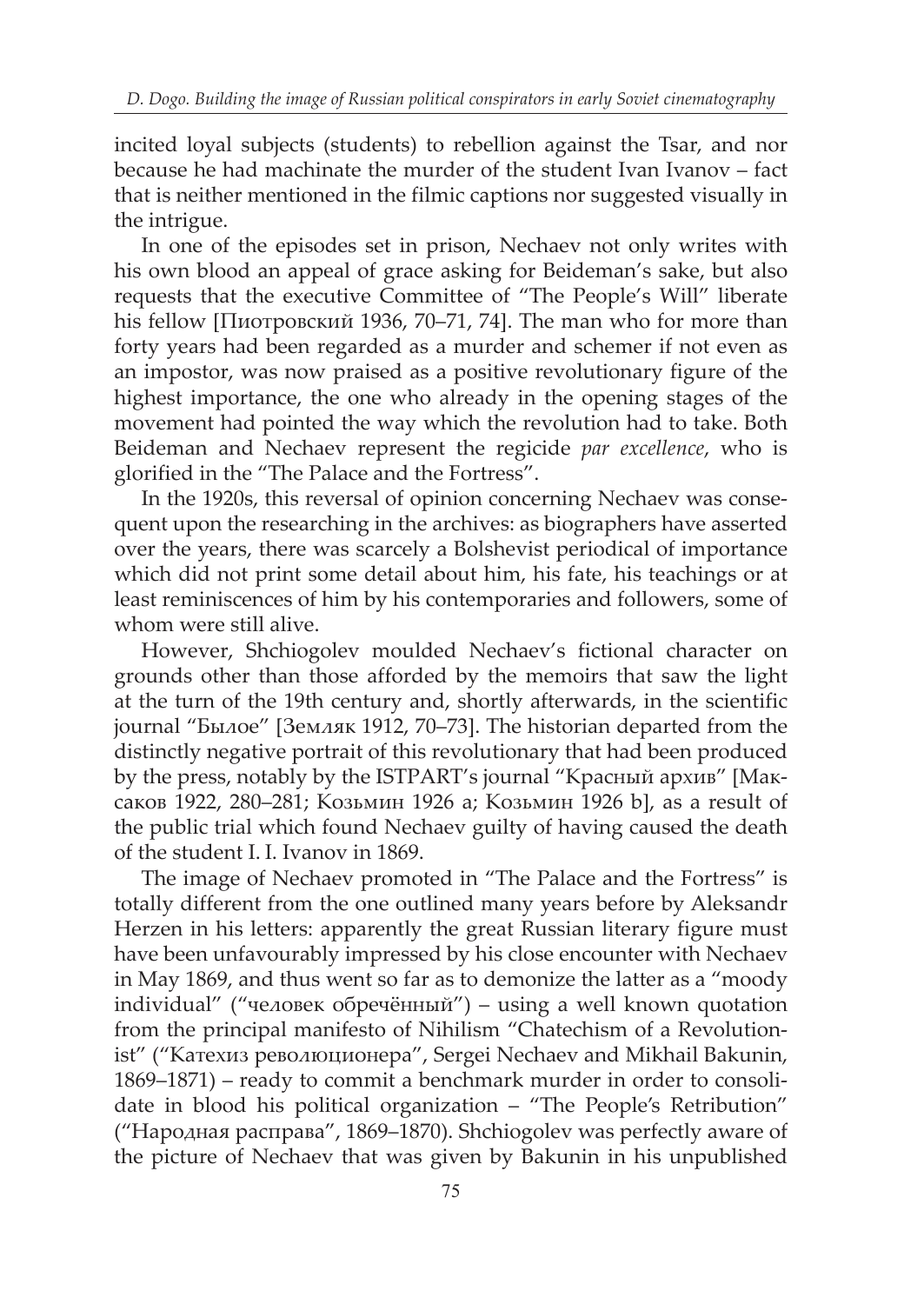incited loyal subjects (students) to rebellion against the Tsar, and nor because he had machinate the murder of the student Ivan Ivanov – fact that is neither mentioned in the filmic captions nor suggested visually in the intrigue.

In one of the episodes set in prison, Nechaev not only writes with his own blood an appeal of grace asking for Beideman's sake, but also requests that the executive Committee of "The People's Will" liberate his fellow [Пиотровский 1936, 70–71, 74]. The man who for more than forty years had been regarded as a murder and schemer if not even as an impostor, was now praised as a positive revolutionary figure of the highest importance, the one who already in the opening stages of the movement had pointed the way which the revolution had to take. Both Beideman and Nechaev represent the regicide *par excellence*, who is glorified in the "The Palace and the Fortress".

In the 1920s, this reversal of opinion concerning Nechaev was consequent upon the researching in the archives: as biographers have asserted over the years, there was scarcely a Bolshevist periodical of importance which did not print some detail about him, his fate, his teachings or at least reminiscences of him by his contemporaries and followers, some of whom were still alive.

However, Shchiogolev moulded Nechaev's fictional character on grounds other than those afforded by the memoirs that saw the light at the turn of the 19th century and, shortly afterwards, in the scientific journal "Былое" [Земляк 1912, 70–73]. The historian departed from the distinctly negative portrait of this revolutionary that had been produced by the press, notably by the ISTPART's journal "Красный архив" [Максаков 1922, 280–281; Козьмин 1926 a; Козьмин 1926 b], as a result of the public trial which found Nechaev guilty of having caused the death of the student I. I. Ivanov in 1869.

The image of Nechaev promoted in "The Palace and the Fortress" is totally different from the one outlined many years before by Aleksandr Herzen in his letters: apparently the great Russian literary figure must have been unfavourably impressed by his close encounter with Nechaev in May 1869, and thus went so far as to demonize the latter as a "moody individual" ("человек обречённый") – using a well known quotation from the principal manifesto of Nihilism "Chatechism of a Revolutionist" ("Катехиз революционера", Sergei Nechaev and Mikhail Bakunin, 1869–1871) – ready to commit a benchmark murder in order to consolidate in blood his political organization – "The People's Retribution" ("Народная расправа", 1869–1870). Shchiogolev was perfectly aware of the picture of Nechaev that was given by Bakunin in his unpublished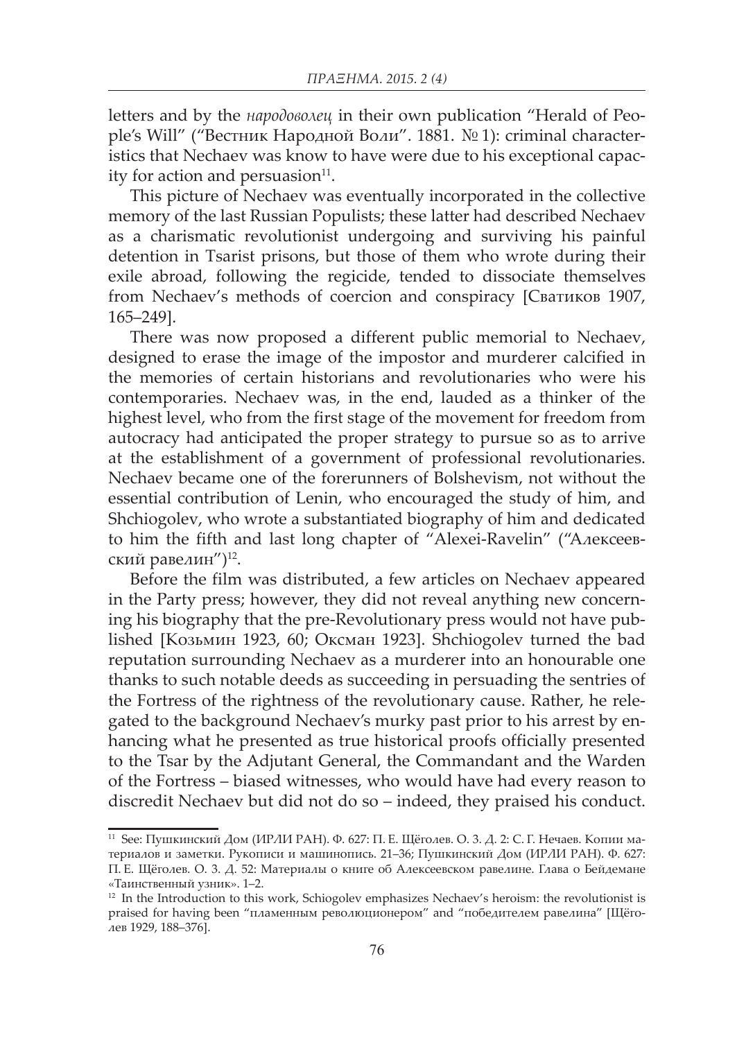letters and by the *народоволец* in their own publication "Herald of People's Will" ("Вестник Народной Воли". 1881. № 1): criminal characteristics that Nechaev was know to have were due to his exceptional capacity for action and persuasion[11].

This picture of Nechaev was eventually incorporated in the collective memory of the last Russian Populists; these latter had described Nechaev as a charismatic revolutionist undergoing and surviving his painful detention in Tsarist prisons, but those of them who wrote during their exile abroad, following the regicide, tended to dissociate themselves from Nechaev's methods of coercion and conspiracy [Сватиков 1907, 165–249].

There was now proposed a different public memorial to Nechaev, designed to erase the image of the impostor and murderer calcified in the memories of certain historians and revolutionaries who were his contemporaries. Nechaev was, in the end, lauded as a thinker of the highest level, who from the first stage of the movement for freedom from autocracy had anticipated the proper strategy to pursue so as to arrive at the establishment of a government of professional revolutionaries. Nechaev became one of the forerunners of Bolshevism, not without the essential contribution of Lenin, who encouraged the study of him, and Shchiogolev, who wrote a substantiated biography of him and dedicated to him the fifth and last long chapter of "Alexei-Ravelin" ("Алексеевский равелин")[12].

Before the film was distributed, a few articles on Nechaev appeared in the Party press; however, they did not reveal anything new concerning his biography that the pre-Revolutionary press would not have published [Козьмин 1923, 60; Оксман 1923]. Shchiogolev turned the bad reputation surrounding Nechaev as a murderer into an honourable one thanks to such notable deeds as succeeding in persuading the sentries of the Fortress of the rightness of the revolutionary cause. Rather, he relegated to the background Nechaev's murky past prior to his arrest by enhancing what he presented as true historical proofs officially presented to the Tsar by the Adjutant General, the Commandant and the Warden of the Fortress – biased witnesses, who would have had every reason to discredit Nechaev but did not do so – indeed, they praised his conduct.

---

[11] See: Пушкинский Дом (ИРЛИ РАН). Ф. 627: П. Е. Щёголев. О. 3. Д. 2: С. Г. Нечаев. Копии материалов и заметки. Рукописи и машинопись. 21–36; Пушкинский Дом (ИРЛИ РАН). Ф. 627: П. Е. Щёголев. О. 3. Д. 52: Материалы о книге об Алексеевском равелине. Глава о Бейдемане «Таинственный узник». 1–2.

[12] In the Introduction to this work, Schiogolev emphasizes Nechaev's heroism: the revolutionist is praised for having been "пламенным революционером" and "победителем равелина" [Щёголев 1929, 188–376].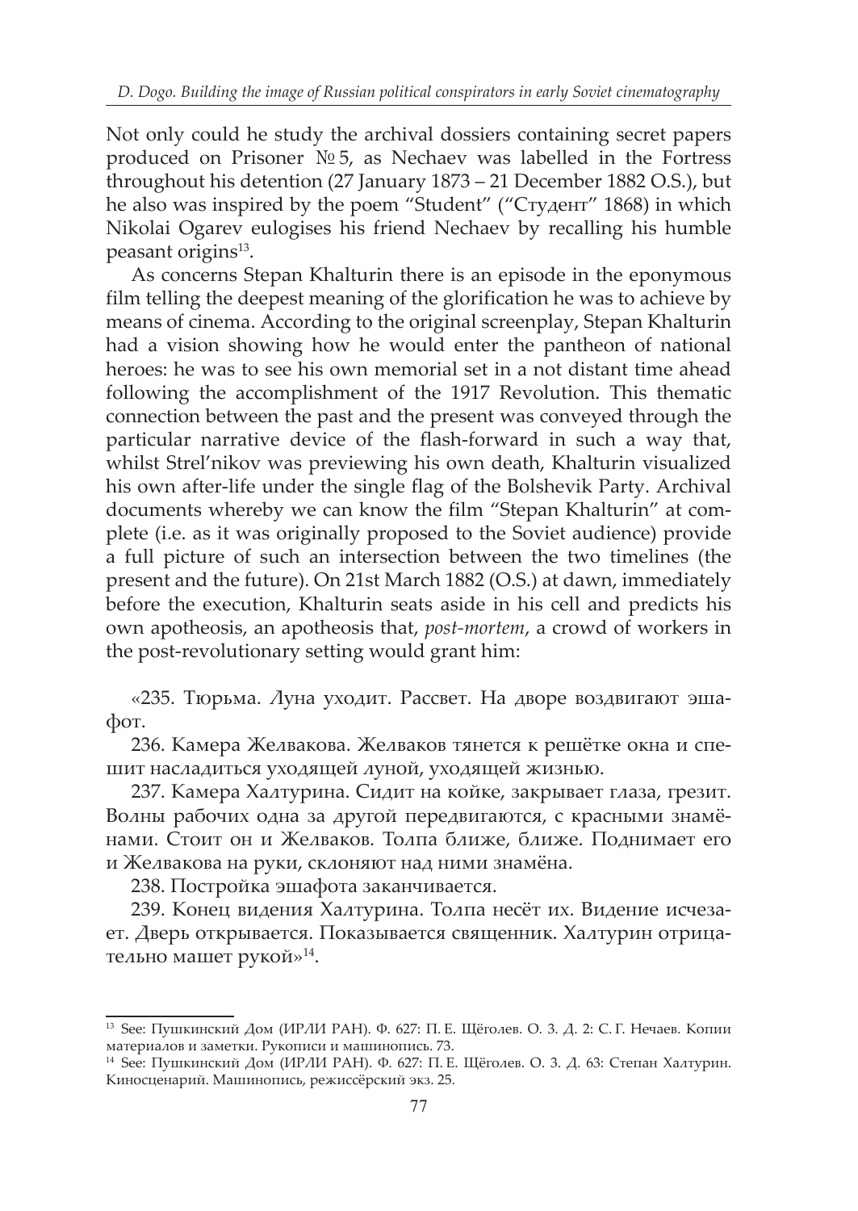Not only could he study the archival dossiers containing secret papers produced on Prisoner № 5, as Nechaev was labelled in the Fortress throughout his detention (27 January 1873 – 21 December 1882 O.S.), but he also was inspired by the poem "Student" ("Студент" 1868) in which Nikolai Ogarev eulogises his friend Nechaev by recalling his humble peasant origins[13].

As concerns Stepan Khalturin there is an episode in the eponymous film telling the deepest meaning of the glorification he was to achieve by means of cinema. According to the original screenplay, Stepan Khalturin had a vision showing how he would enter the pantheon of national heroes: he was to see his own memorial set in a not distant time ahead following the accomplishment of the 1917 Revolution. This thematic connection between the past and the present was conveyed through the particular narrative device of the flash-forward in such a way that, whilst Strel'nikov was previewing his own death, Khalturin visualized his own after-life under the single flag of the Bolshevik Party. Archival documents whereby we can know the film "Stepan Khalturin" at complete (i.e. as it was originally proposed to the Soviet audience) provide a full picture of such an intersection between the two timelines (the present and the future). On 21st March 1882 (O.S.) at dawn, immediately before the execution, Khalturin seats aside in his cell and predicts his own apotheosis, an apotheosis that, *post-mortem*, a crowd of workers in the post-revolutionary setting would grant him:

«235. Тюрьма. Луна уходит. Рассвет. На дворе воздвигают эшафот.

236. Камера Желвакова. Желваков тянется к решётке окна и спешит насладиться уходящей луной, уходящей жизнью.

237. Камера Халтурина. Сидит на койке, закрывает глаза, грезит. Волны рабочих одна за другой передвигаются, с красными знамёнами. Стоит он и Желваков. Толпа ближе, ближе. Поднимает его и Желвакова на руки, склоняют над ними знамёна.

238. Постройка эшафота заканчивается.

239. Конец видения Халтурина. Толпа несёт их. Видение исчезает. Дверь открывается. Показывается священник. Халтурин отрицательно машет рукой»[14].

---

[13] See: Пушкинский Дом (ИРЛИ РАН). Ф. 627: П. Е. Щёголев. О. 3. Д. 2: С. Г. Нечаев. Копии материалов и заметки. Рукописи и машинопись. 73.

[14] See: Пушкинский Дом (ИРЛИ РАН). Ф. 627: П. Е. Щёголев. О. 3. Д. 63: Степан Халтурин. Киносценарий. Машинопись, режиссёрский экз. 25.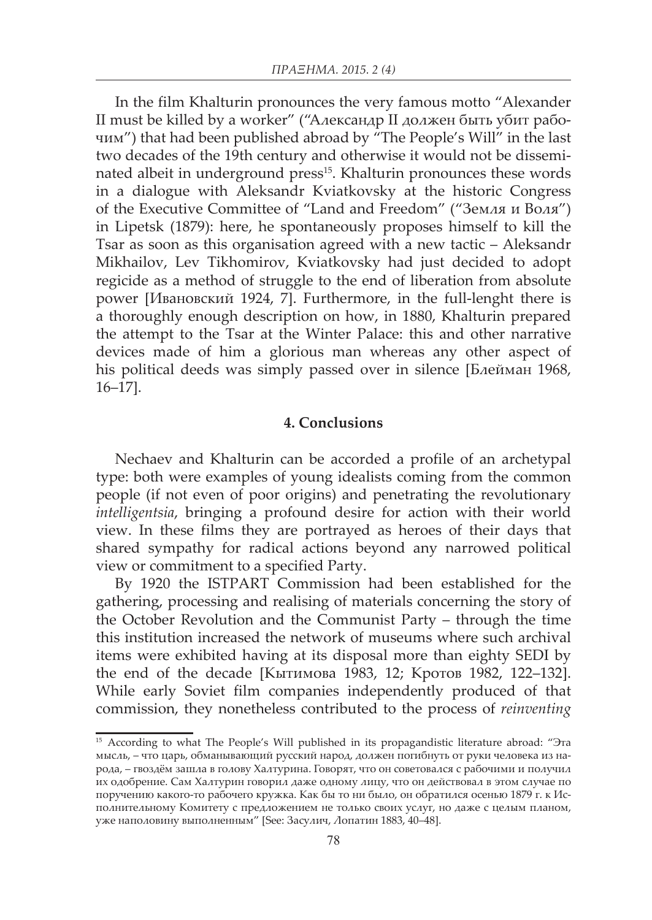In the film Khalturin pronounces the very famous motto "Alexander II must be killed by a worker" ("Александр II должен быть убит рабочим") that had been published abroad by "The People's Will" in the last two decades of the 19th century and otherwise it would not be disseminated albeit in underground press[15]. Khalturin pronounces these words in a dialogue with Aleksandr Kviatkovsky at the historic Congress of the Executive Committee of "Land and Freedom" ("Земля и Воля") in Lipetsk (1879): here, he spontaneously proposes himself to kill the Tsar as soon as this organisation agreed with a new tactic – Aleksandr Mikhailov, Lev Tikhomirov, Kviatkovsky had just decided to adopt regicide as a method of struggle to the end of liberation from absolute power [Ивановский 1924, 7]. Furthermore, in the full-lenght there is a thoroughly enough description on how, in 1880, Khalturin prepared the attempt to the Tsar at the Winter Palace: this and other narrative devices made of him a glorious man whereas any other aspect of his political deeds was simply passed over in silence [Блейман 1968, 16–17].

## 4. Conclusions

Nechaev and Khalturin can be accorded a profile of an archetypal type: both were examples of young idealists coming from the common people (if not even of poor origins) and penetrating the revolutionary *intelligentsia*, bringing a profound desire for action with their world view. In these films they are portrayed as heroes of their days that shared sympathy for radical actions beyond any narrowed political view or commitment to a specified Party.

By 1920 the ISTPART Commission had been established for the gathering, processing and realising of materials concerning the story of the October Revolution and the Communist Party – through the time this institution increased the network of museums where such archival items were exhibited having at its disposal more than eighty SEDI by the end of the decade [Кытимова 1983, 12; Кротов 1982, 122–132]. While early Soviet film companies independently produced of that commission, they nonetheless contributed to the process of *reinventing*

---

[15] According to what The People's Will published in its propagandistic literature abroad: "Эта мысль, – что царь, обманывающий русский народ, должен погибнуть от руки человека из народа, – гвоздём зашла в голову Халтурина. Говорят, что он советовался с рабочими и получил их одобрение. Сам Халтурин говорил даже одному лицу, что он действовал в этом случае по поручению какого-то рабочего кружка. Как бы то ни было, он обратился осенью 1879 г. к Исполнительному Комитету с предложением не только своих услуг, но даже с целым планом, уже наполовину выполненным" [See: Засулич, Лопатин 1883, 40–48].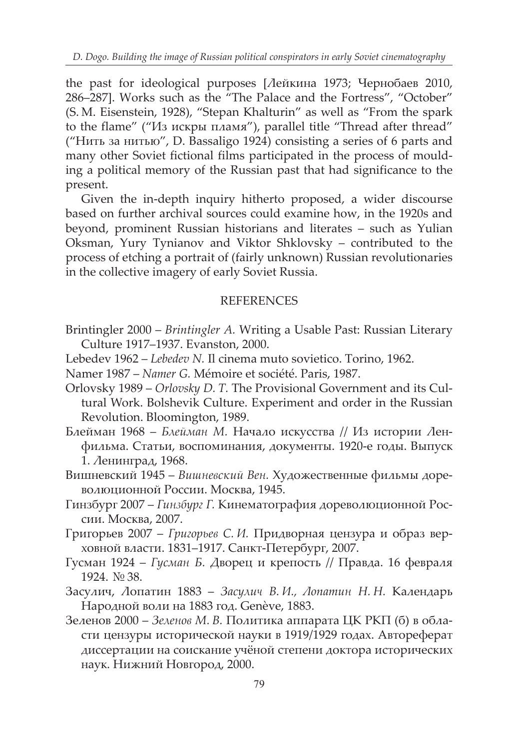the past for ideological purposes [Лейкина 1973; Чернобаев 2010, 286–287]. Works such as the "The Palace and the Fortress", "October" (S. M. Eisenstein, 1928), "Stepan Khalturin" as well as "From the spark to the flame" ("Из искры пламя"), parallel title "Thread after thread" ("Нить за нитью", D. Bassaligo 1924) consisting a series of 6 parts and many other Soviet fictional films participated in the process of moulding a political memory of the Russian past that had significance to the present.

Given the in-depth inquiry hitherto proposed, a wider discourse based on further archival sources could examine how, in the 1920s and beyond, prominent Russian historians and literates – such as Yulian Oksman, Yury Tynianov and Viktor Shklovsky – contributed to the process of etching a portrait of (fairly unknown) Russian revolutionaries in the collective imagery of early Soviet Russia.

## REFERENCES

Brintingler 2000 – *Brintingler A.* Writing a Usable Past: Russian Literary Culture 1917–1937. Evanston, 2000.

Lebedev 1962 – *Lebedev N.* Il cinema muto sovietico. Torino, 1962.

Namer 1987 – *Namer G.* Mémoire et société. Paris, 1987.

Orlovsky 1989 – *Orlovsky D. T.* The Provisional Government and its Cultural Work. Bolshevik Culture. Experiment and order in the Russian Revolution. Bloomington, 1989.

Блейман 1968 – *Блейман М.* Начало искусства // Из истории Ленфильма. Статьи, воспоминания, документы. 1920-е годы. Выпуск 1. Ленинград, 1968.

Вишневский 1945 – *Вишневский Вен.* Художественные фильмы дореволюционной России. Москва, 1945.

Гинзбург 2007 – *Гинзбург Г.* Кинематография дореволюционной России. Москва, 2007.

Григорьев 2007 – *Григорьев С. И.* Придворная цензура и образ верховной власти. 1831–1917. Санкт-Петербург, 2007.

Гусман 1924 – *Гусман Б.* Дворец и крепость // Правда. 16 февраля 1924. № 38.

Засулич, Лопатин 1883 – *Засулич В. И., Лопатин Н. Н.* Календарь Народной воли на 1883 год. Genève, 1883.

Зеленов 2000 – *Зеленов М. В.* Политика аппарата ЦК РКП (б) в области цензуры исторической науки в 1919/1929 годах. Автореферат диссертации на соискание учёной степени доктора исторических наук. Нижний Новгород, 2000.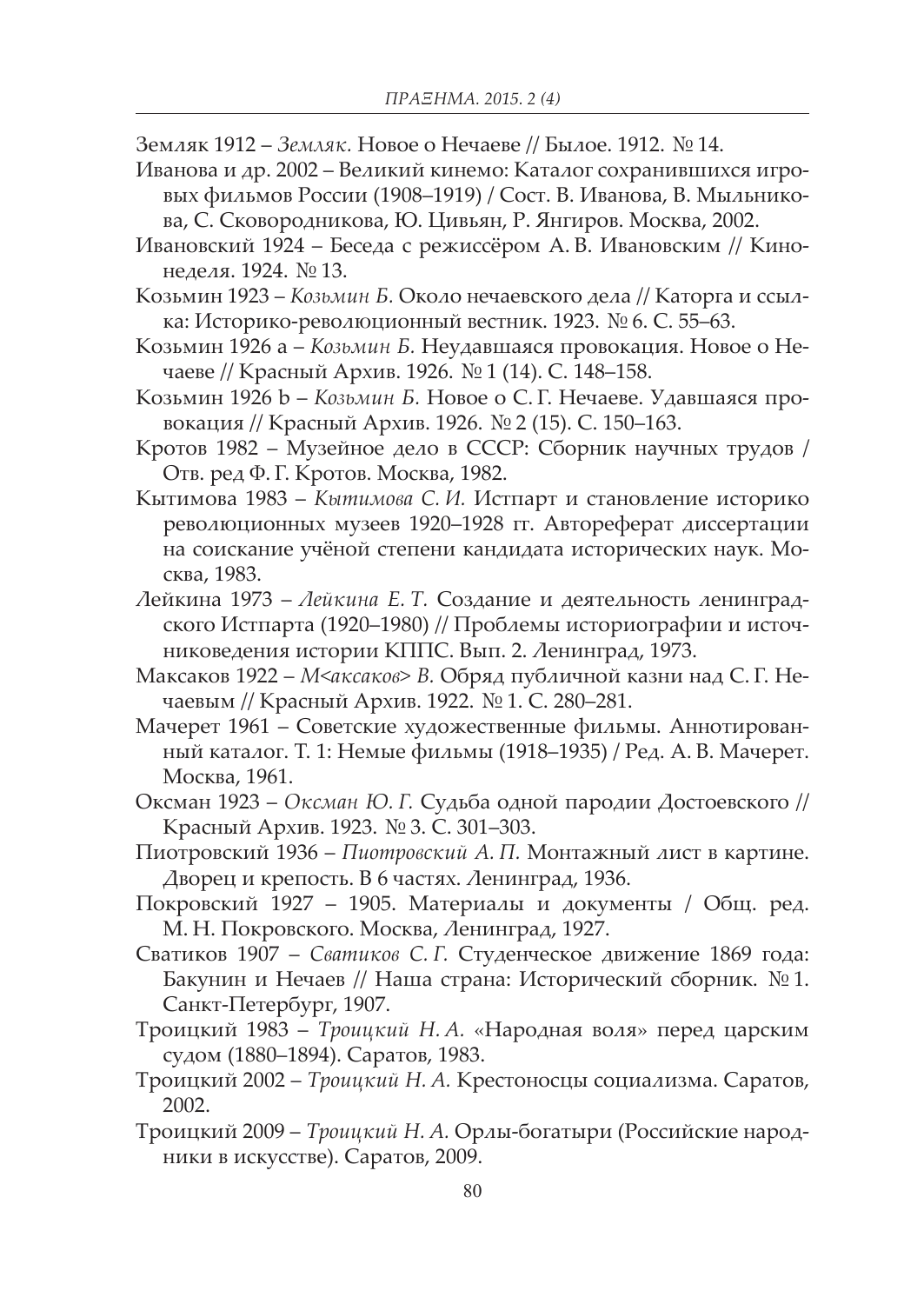Земляк 1912 – *Земляк.* Новое о Нечаеве // Былое. 1912. № 14.

Иванова и др. 2002 – Великий кинемо: Каталог сохранившихся игровых фильмов России (1908–1919) / Сост. В. Иванова, В. Мыльникова, С. Сковородникова, Ю. Цивьян, Р. Янгиров. Москва, 2002.

Ивановский 1924 – Беседа с режиссёром А. В. Ивановским // Кинонеделя. 1924. № 13.

Козьмин 1923 – *Козьмин Б.* Около нечаевского дела // Каторга и ссылка: Историко-революционный вестник. 1923. № 6. С. 55–63.

Козьмин 1926 a – *Козьмин Б.* Неудавшаяся провокация. Новое о Нечаеве // Красный Архив. 1926. № 1 (14). С. 148–158.

Козьмин 1926 b – *Козьмин Б.* Новое о С. Г. Нечаеве. Удавшаяся провокация // Красный Архив. 1926. № 2 (15). С. 150–163.

Кротов 1982 – Музейное дело в СССР: Сборник научных трудов / Отв. ред Ф. Г. Кротов. Москва, 1982.

Кытимова 1983 – *Кытимова С. И.* Истпарт и становление историко революционных музеев 1920–1928 гг. Автореферат диссертации на соискание учёной степени кандидата исторических наук. Москва, 1983.

Лейкина 1973 – *Лейкина Е. Т.* Создание и деятельность ленинградского Истпарта (1920–1980) // Проблемы историографии и источниковедения истории КПСС. Вып. 2. Ленинград, 1973.

Максаков 1922 – *М<аксаков> В.* Обряд публичной казни над С. Г. Нечаевым // Красный Архив. 1922. № 1. С. 280–281.

Мачерет 1961 – Советские художественные фильмы. Аннотированный каталог. Т. 1: Немые фильмы (1918–1935) / Ред. А. В. Мачерет. Москва, 1961.

Оксман 1923 – *Оксман Ю. Г.* Судьба одной пародии Достоевского // Красный Архив. 1923. № 3. С. 301–303.

Пиотровский 1936 – *Пиотровский А. П.* Монтажный лист в картине. Дворец и крепость. В 6 частях. Ленинград, 1936.

Покровский 1927 – 1905. Материалы и документы / Общ. ред. М. Н. Покровского. Москва, Ленинград, 1927.

Сватиков 1907 – *Сватиков С. Г.* Студенческое движение 1869 года: Бакунин и Нечаев // Наша страна: Исторический сборник. № 1. Санкт-Петербург, 1907.

Троицкий 1983 – *Троицкий Н. А.* «Народная воля» перед царским судом (1880–1894). Саратов, 1983.

Троицкий 2002 – *Троицкий Н. А.* Крестоносцы социализма. Саратов, 2002.

Троицкий 2009 – *Троицкий Н. А.* Орлы-богатыри (Российские народники в искусстве). Саратов, 2009.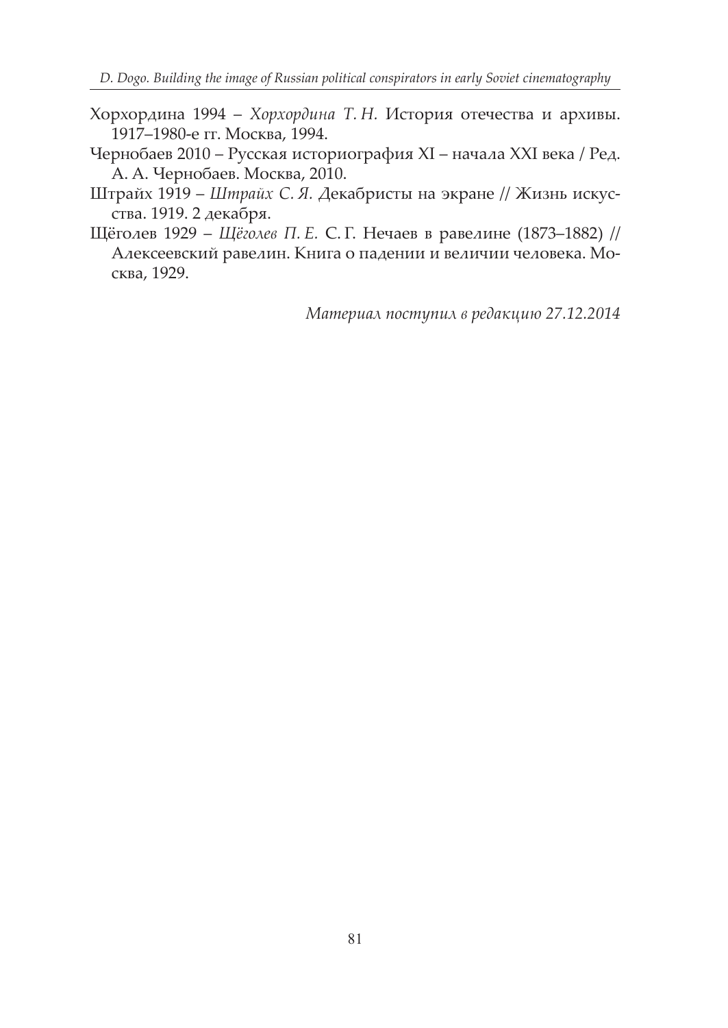Хорхордина 1994 – *Хорхордина Т. Н.* История отечества и архивы. 1917–1980-е гг. Москва, 1994.

Чернобаев 2010 – Русская историография XI – начала XXI века / Ред. А. А. Чернобаев. Москва, 2010.

Штрайх 1919 – *Штрайх С. Я.* Декабристы на экране // Жизнь искусства. 1919. 2 декабря.

Щёголев 1929 – *Щёголев П. Е.* С. Г. Нечаев в равелине (1873–1882) // Алексеевский равелин. Книга о падении и величии человека. Москва, 1929.

*Материал поступил в редакцию 27.12.2014*